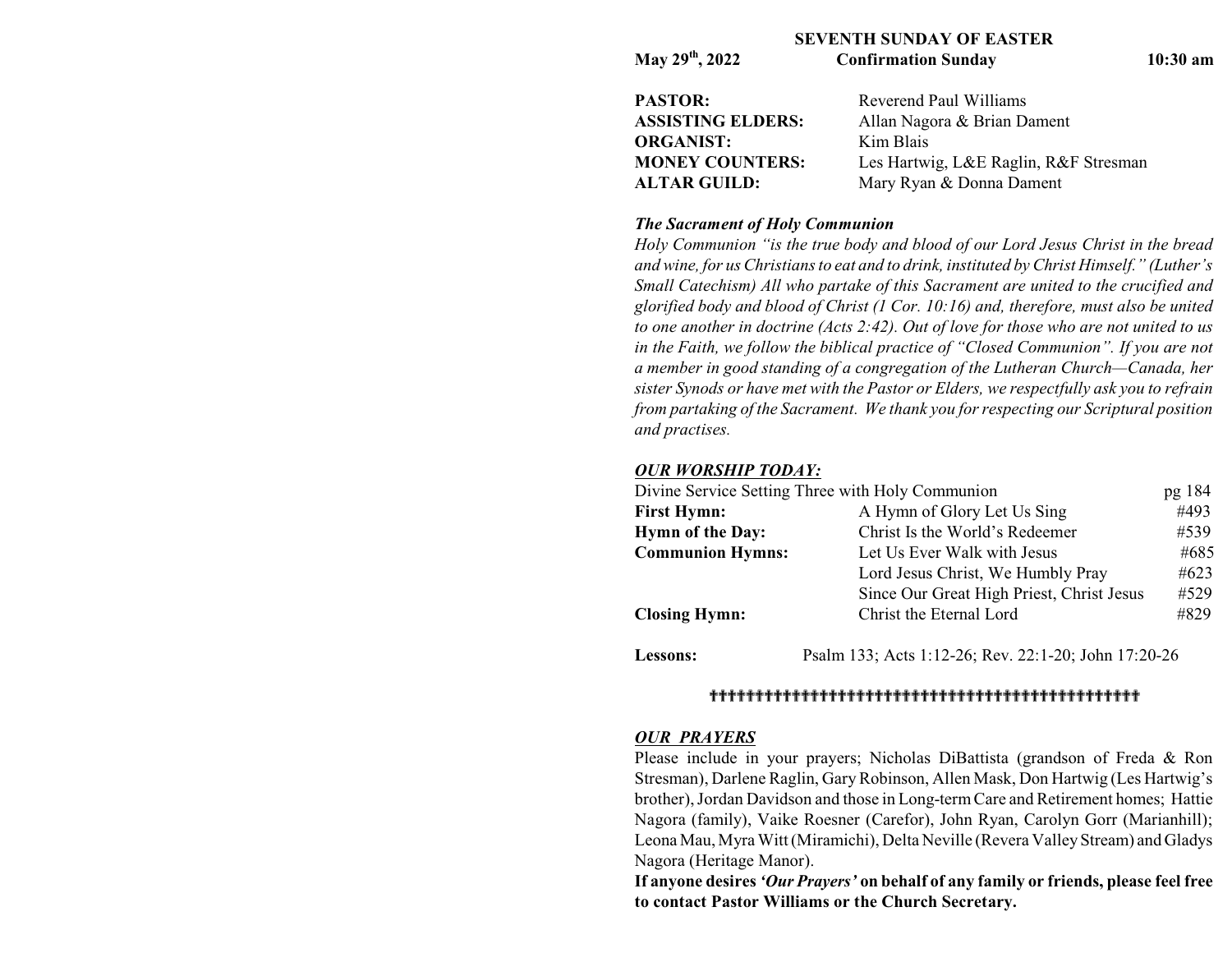# SEVENTH SUNDAY OF EASTER

**May 29th, 2022** **Confirmation Sunday** **10:30 am**

| | |
|---|---|
| **PASTOR:** | Reverend Paul Williams |
| **ASSISTING ELDERS:** | Allan Nagora & Brian Dament |
| **ORGANIST:** | Kim Blais |
| **MONEY COUNTERS:** | Les Hartwig, L&E Raglin, R&F Stresman |
| **ALTAR GUILD:** | Mary Ryan & Donna Dament |

***The Sacrament of Holy Communion***

*Holy Communion "is the true body and blood of our Lord Jesus Christ in the bread and wine, for us Christians to eat and to drink, instituted by Christ Himself." (Luther's Small Catechism) All who partake of this Sacrament are united to the crucified and glorified body and blood of Christ (1 Cor. 10:16) and, therefore, must also be united to one another in doctrine (Acts 2:42). Out of love for those who are not united to us in the Faith, we follow the biblical practice of "Closed Communion". If you are not a member in good standing of a congregation of the Lutheran Church—Canada, her sister Synods or have met with the Pastor or Elders, we respectfully ask you to refrain from partaking of the Sacrament. We thank you for respecting our Scriptural position and practises.*

## ***OUR WORSHIP TODAY:***

| | | |
|---|---|---|
| Divine Service Setting Three with Holy Communion | | pg 184 |
| **First Hymn:** | A Hymn of Glory Let Us Sing | #493 |
| **Hymn of the Day:** | Christ Is the World's Redeemer | #539 |
| **Communion Hymns:** | Let Us Ever Walk with Jesus | #685 |
| | Lord Jesus Christ, We Humbly Pray | #623 |
| | Since Our Great High Priest, Christ Jesus | #529 |
| **Closing Hymn:** | Christ the Eternal Lord | #829 |

**Lessons:** Psalm 133; Acts 1:12-26; Rev. 22:1-20; John 17:20-26

✝✝✝✝✝✝✝✝✝✝✝✝✝✝✝✝✝✝✝✝✝✝✝✝✝✝✝✝✝✝✝✝✝✝✝✝✝✝✝✝✝✝✝✝✝✝✝✝✝✝

## ***OUR PRAYERS***

Please include in your prayers; Nicholas DiBattista (grandson of Freda & Ron Stresman), Darlene Raglin, Gary Robinson, Allen Mask, Don Hartwig (Les Hartwig's brother), Jordan Davidson and those in Long-term Care and Retirement homes; Hattie Nagora (family), Vaike Roesner (Carefor), John Ryan, Carolyn Gorr (Marianhill); Leona Mau, Myra Witt (Miramichi), Delta Neville (Revera Valley Stream) and Gladys Nagora (Heritage Manor).

**If anyone desires *'Our Prayers'* on behalf of any family or friends, please feel free to contact Pastor Williams or the Church Secretary.**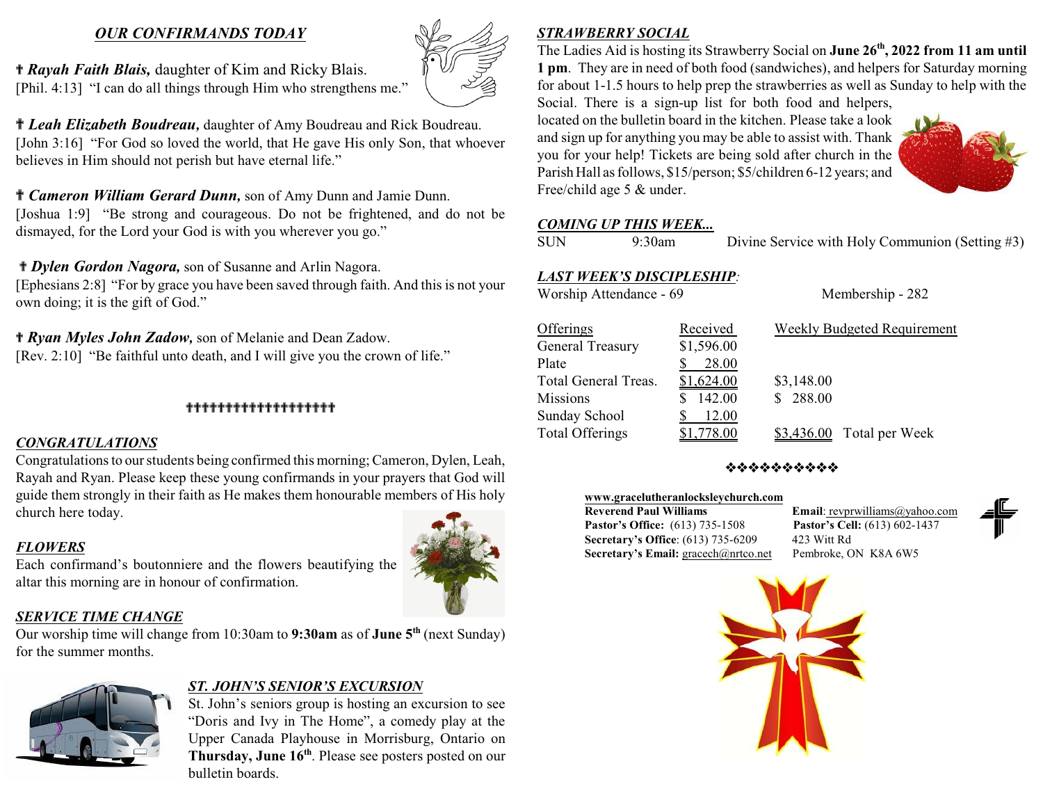## *OUR CONFIRMANDS TODAY*

☦ ***Rayah Faith Blais,*** daughter of Kim and Ricky Blais.
[Phil. 4:13] "I can do all things through Him who strengthens me."

☦ ***Leah Elizabeth Boudreau,*** daughter of Amy Boudreau and Rick Boudreau.
[John 3:16] "For God so loved the world, that He gave His only Son, that whoever believes in Him should not perish but have eternal life."

☦ ***Cameron William Gerard Dunn,*** son of Amy Dunn and Jamie Dunn.
[Joshua 1:9] "Be strong and courageous. Do not be frightened, and do not be dismayed, for the Lord your God is with you wherever you go."

☦ ***Dylen Gordon Nagora,*** son of Susanne and Arlin Nagora.
[Ephesians 2:8] "For by grace you have been saved through faith. And this is not your own doing; it is the gift of God."

☦ ***Ryan Myles John Zadow,*** son of Melanie and Dean Zadow.
[Rev. 2:10] "Be faithful unto death, and I will give you the crown of life."

☦☦☦☦☦☦☦☦☦☦☦☦☦☦☦☦☦☦☦

## *CONGRATULATIONS*

Congratulations to our students being confirmed this morning; Cameron, Dylen, Leah, Rayah and Ryan. Please keep these young confirmands in your prayers that God will guide them strongly in their faith as He makes them honourable members of His holy church here today.

## *FLOWERS*

Each confirmand's boutonniere and the flowers beautifying the altar this morning are in honour of confirmation.

## *SERVICE TIME CHANGE*

Our worship time will change from 10:30am to **9:30am** as of **June 5th** (next Sunday) for the summer months.

## *ST. JOHN'S SENIOR'S EXCURSION*

St. John's seniors group is hosting an excursion to see "Doris and Ivy in The Home", a comedy play at the Upper Canada Playhouse in Morrisburg, Ontario on **Thursday, June 16th**. Please see posters posted on our bulletin boards.

## *STRAWBERRY SOCIAL*

The Ladies Aid is hosting its Strawberry Social on **June 26th, 2022 from 11 am until 1 pm**. They are in need of both food (sandwiches), and helpers for Saturday morning for about 1-1.5 hours to help prep the strawberries as well as Sunday to help with the Social. There is a sign-up list for both food and helpers, located on the bulletin board in the kitchen. Please take a look and sign up for anything you may be able to assist with. Thank you for your help! Tickets are being sold after church in the Parish Hall as follows, $15/person; $5/children 6-12 years; and Free/child age 5 & under.

## *COMING UP THIS WEEK...*

SUN 9:30am Divine Service with Holy Communion (Setting #3)

## *LAST WEEK'S DISCIPLESHIP:*

Worship Attendance - 69 Membership - 282

| Offerings | Received | Weekly Budgeted Requirement |
|---|---|---|
| General Treasury | $1,596.00 | |
| Plate | $ 28.00 | |
| Total General Treas. | $1,624.00 | $3,148.00 |
| Missions | $ 142.00 | $ 288.00 |
| Sunday School | $ 12.00 | |
| Total Offerings | $1,778.00 | $3,436.00 Total per Week |

❖❖❖❖❖❖❖❖❖❖

**www.gracelutheranlocksleychurch.com**
**Reverend Paul Williams**
**Email**: revprwilliams@yahoo.com
**Pastor's Office:** (613) 735-1508
**Pastor's Cell:** (613) 602-1437
**Secretary's Office**: (613) 735-6209
423 Witt Rd
**Secretary's Email:** gracech@nrtco.net
Pembroke, ON K8A 6W5